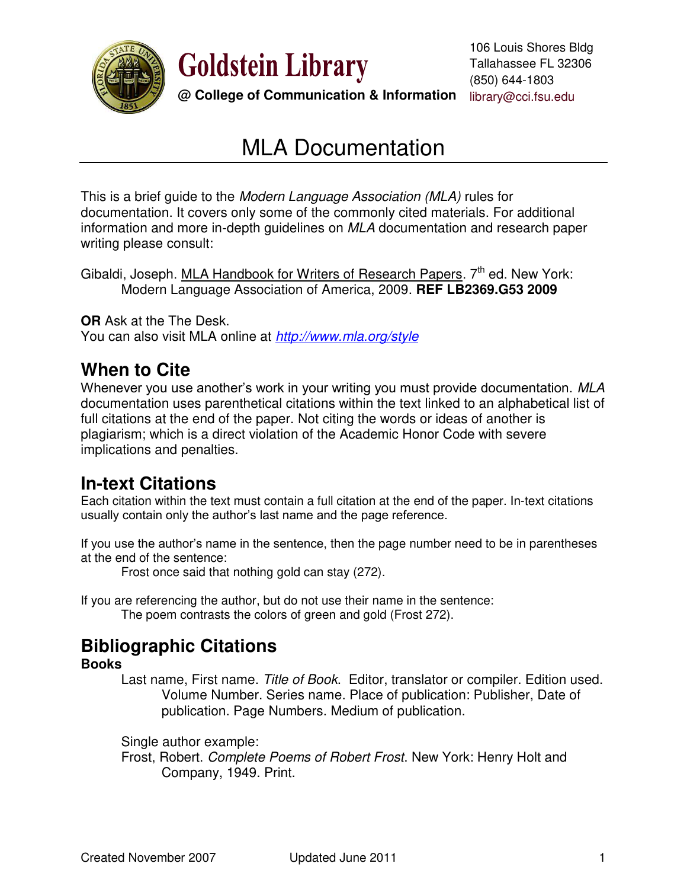# Goldstein Library

**@ College of Communication & Information**

106 Louis Shores Bldg
Tallahassee FL 32306
(850) 644-1803
library@cci.fsu.edu

# MLA Documentation

This is a brief guide to the *Modern Language Association (MLA)* rules for documentation. It covers only some of the commonly cited materials. For additional information and more in-depth guidelines on *MLA* documentation and research paper writing please consult:

Gibaldi, Joseph. MLA Handbook for Writers of Research Papers. 7th ed. New York: Modern Language Association of America, 2009. **REF LB2369.G53 2009**

**OR** Ask at the The Desk.
You can also visit MLA online at *http://www.mla.org/style*

## When to Cite

Whenever you use another's work in your writing you must provide documentation. *MLA* documentation uses parenthetical citations within the text linked to an alphabetical list of full citations at the end of the paper. Not citing the words or ideas of another is plagiarism; which is a direct violation of the Academic Honor Code with severe implications and penalties.

## In-text Citations

Each citation within the text must contain a full citation at the end of the paper. In-text citations usually contain only the author's last name and the page reference.

If you use the author's name in the sentence, then the page number need to be in parentheses at the end of the sentence:

> Frost once said that nothing gold can stay (272).

If you are referencing the author, but do not use their name in the sentence:

> The poem contrasts the colors of green and gold (Frost 272).

## Bibliographic Citations

### Books

Last name, First name. *Title of Book*. Editor, translator or compiler. Edition used. Volume Number. Series name. Place of publication: Publisher, Date of publication. Page Numbers. Medium of publication.

Single author example:
Frost, Robert. *Complete Poems of Robert Frost*. New York: Henry Holt and Company, 1949. Print.

Created November 2007 Updated June 2011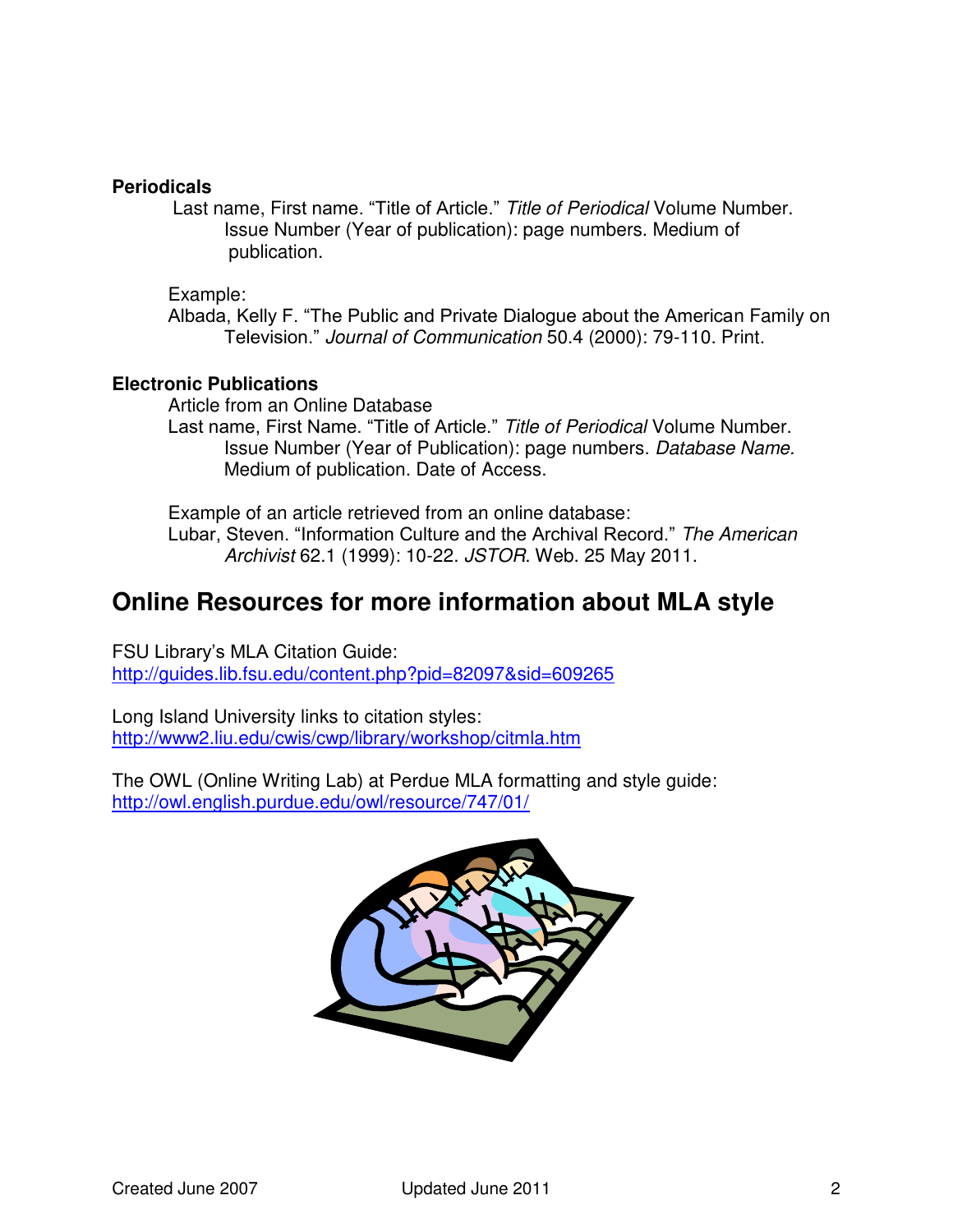**Periodicals**

Last name, First name. "Title of Article." *Title of Periodical* Volume Number. Issue Number (Year of publication): page numbers. Medium of publication.

Example:

Albada, Kelly F. "The Public and Private Dialogue about the American Family on Television." *Journal of Communication* 50.4 (2000): 79-110. Print.

**Electronic Publications**

Article from an Online Database

Last name, First Name. "Title of Article." *Title of Periodical* Volume Number. Issue Number (Year of Publication): page numbers. *Database Name.* Medium of publication. Date of Access.

Example of an article retrieved from an online database:

Lubar, Steven. "Information Culture and the Archival Record." *The American Archivist* 62.1 (1999): 10-22. *JSTOR*. Web. 25 May 2011.

## Online Resources for more information about MLA style

FSU Library's MLA Citation Guide:
http://guides.lib.fsu.edu/content.php?pid=82097&sid=609265

Long Island University links to citation styles:
http://www2.liu.edu/cwis/cwp/library/workshop/citmla.htm

The OWL (Online Writing Lab) at Perdue MLA formatting and style guide:
http://owl.english.purdue.edu/owl/resource/747/01/

Created June 2007 Updated June 2011